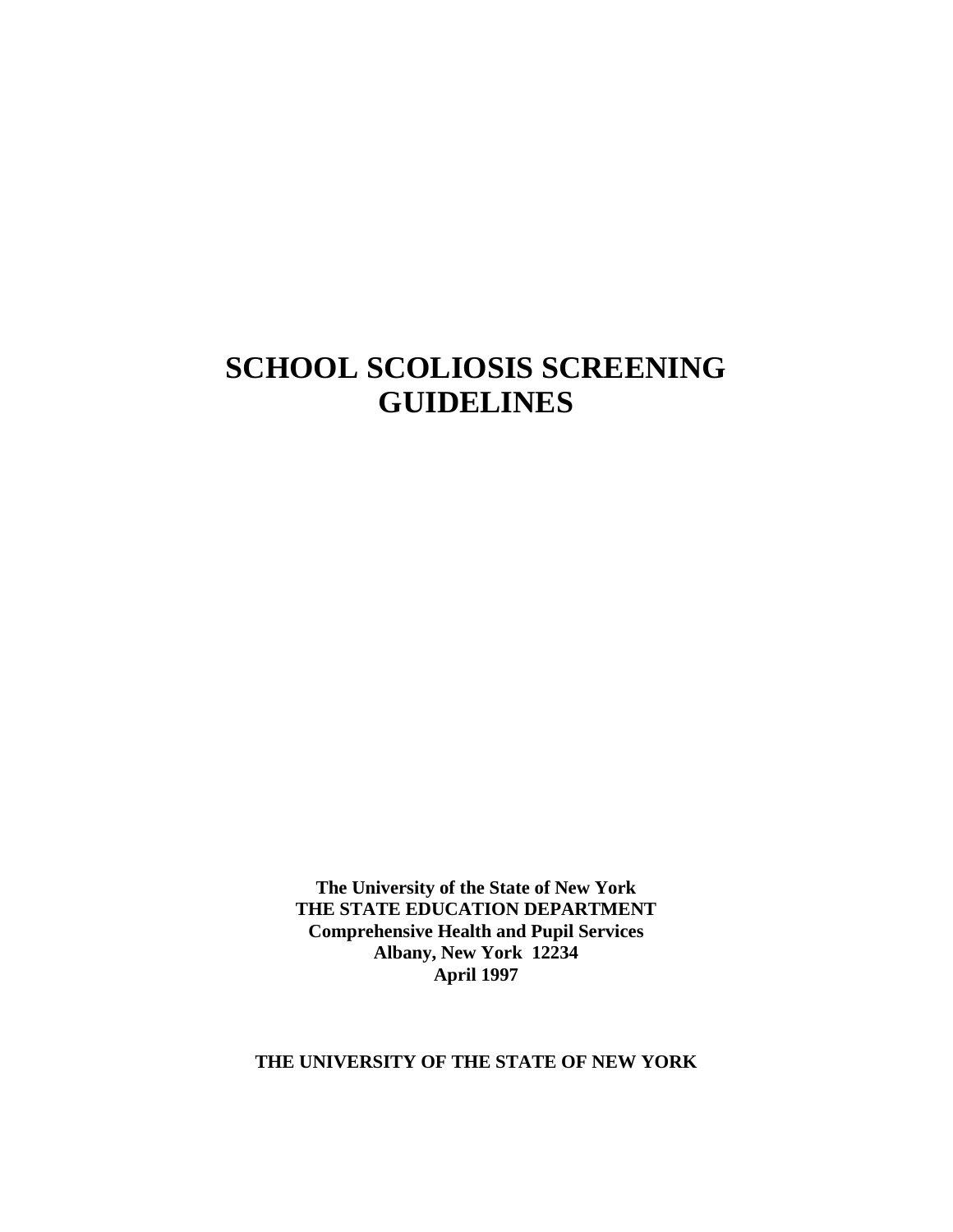# SCHOOL SCOLIOSIS SCREENING GUIDELINES

**The University of the State of New York**
**THE STATE EDUCATION DEPARTMENT**
**Comprehensive Health and Pupil Services**
**Albany, New York 12234**
**April 1997**

**THE UNIVERSITY OF THE STATE OF NEW YORK**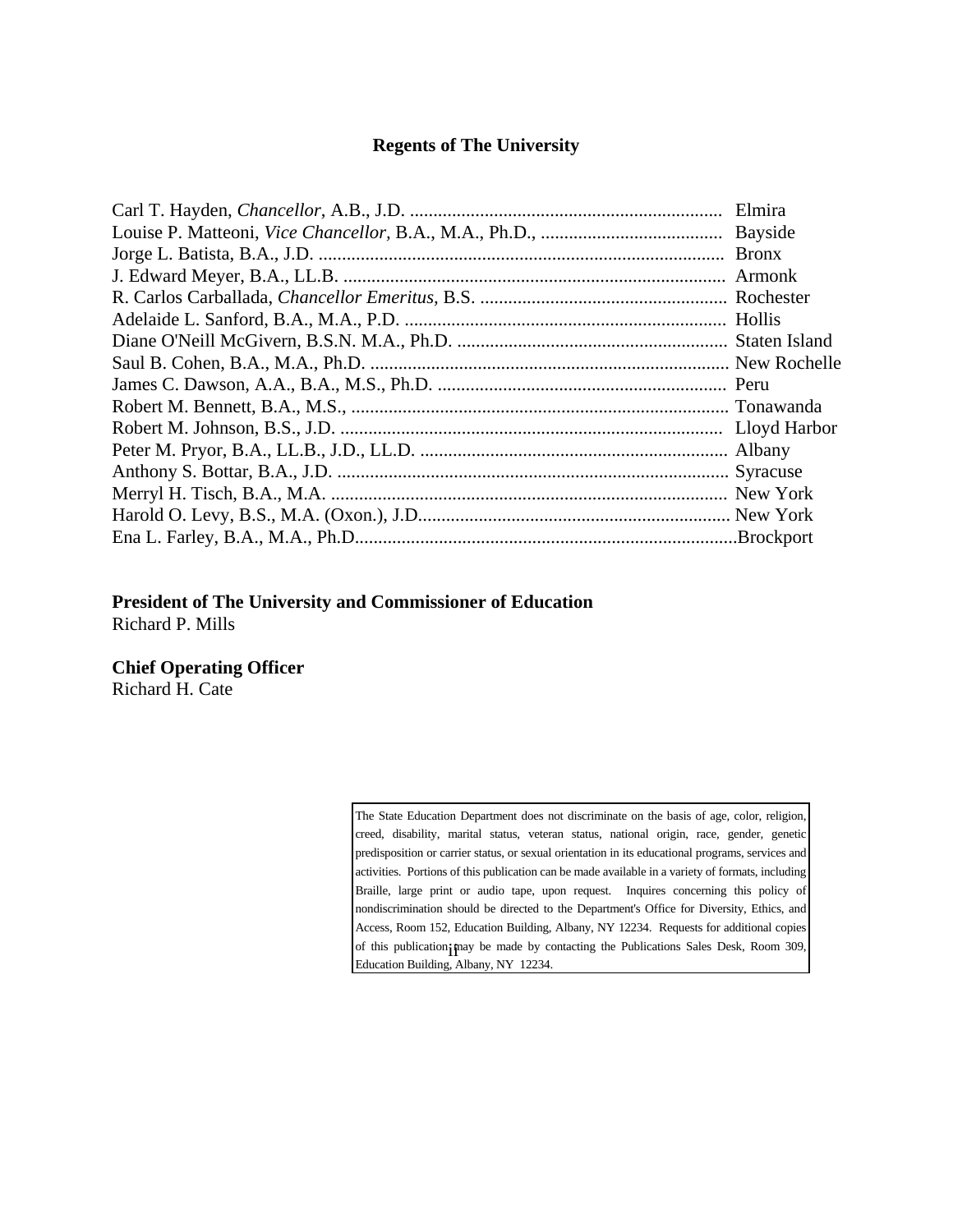## Regents of The University

Carl T. Hayden, *Chancellor*, A.B., J.D. .................................................................... Elmira
Louise P. Matteoni, *Vice Chancellor*, B.A., M.A., Ph.D., ....................................... Bayside
Jorge L. Batista, B.A., J.D. ....................................................................................... Bronx
J. Edward Meyer, B.A., LL.B. .................................................................................. Armonk
R. Carlos Carballada, *Chancellor Emeritus*, B.S. ..................................................... Rochester
Adelaide L. Sanford, B.A., M.A., P.D. ..................................................................... Hollis
Diane O'Neill McGivern, B.S.N. M.A., Ph.D. .......................................................... Staten Island
Saul B. Cohen, B.A., M.A., Ph.D. ............................................................................. New Rochelle
James C. Dawson, A.A., B.A., M.S., Ph.D. .............................................................. Peru
Robert M. Bennett, B.A., M.S., ................................................................................. Tonawanda
Robert M. Johnson, B.S., J.D. .................................................................................. Lloyd Harbor
Peter M. Pryor, B.A., LL.B., J.D., LL.D. .................................................................. Albany
Anthony S. Bottar, B.A., J.D. .................................................................................... Syracuse
Merryl H. Tisch, B.A., M.A. ..................................................................................... New York
Harold O. Levy, B.S., M.A. (Oxon.), J.D.................................................................. New York
Ena L. Farley, B.A., M.A., Ph.D..................................................................................Brockport

**President of The University and Commissioner of Education**
Richard P. Mills

**Chief Operating Officer**
Richard H. Cate

The State Education Department does not discriminate on the basis of age, color, religion, creed, disability, marital status, veteran status, national origin, race, gender, genetic predisposition or carrier status, or sexual orientation in its educational programs, services and activities. Portions of this publication can be made available in a variety of formats, including Braille, large print or audio tape, upon request. Inquires concerning this policy of nondiscrimination should be directed to the Department's Office for Diversity, Ethics, and Access, Room 152, Education Building, Albany, NY 12234. Requests for additional copies of this publication may be made by contacting the Publications Sales Desk, Room 309, Education Building, Albany, NY 12234.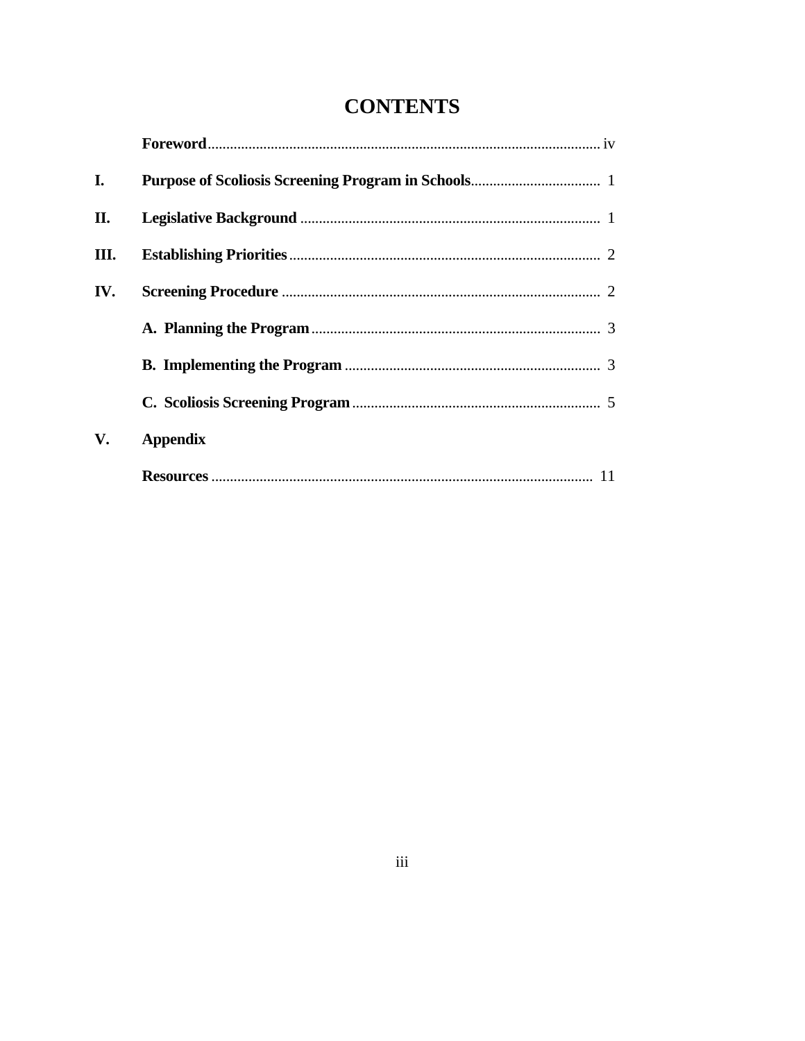# CONTENTS

| | | |
|---|---|---|
| | **Foreword** | iv |
| **I.** | **Purpose of Scoliosis Screening Program in Schools** | 1 |
| **II.** | **Legislative Background** | 1 |
| **III.** | **Establishing Priorities** | 2 |
| **IV.** | **Screening Procedure** | 2 |
| | **A. Planning the Program** | 3 |
| | **B. Implementing the Program** | 3 |
| | **C. Scoliosis Screening Program** | 5 |
| **V.** | **Appendix** | |
| | **Resources** | 11 |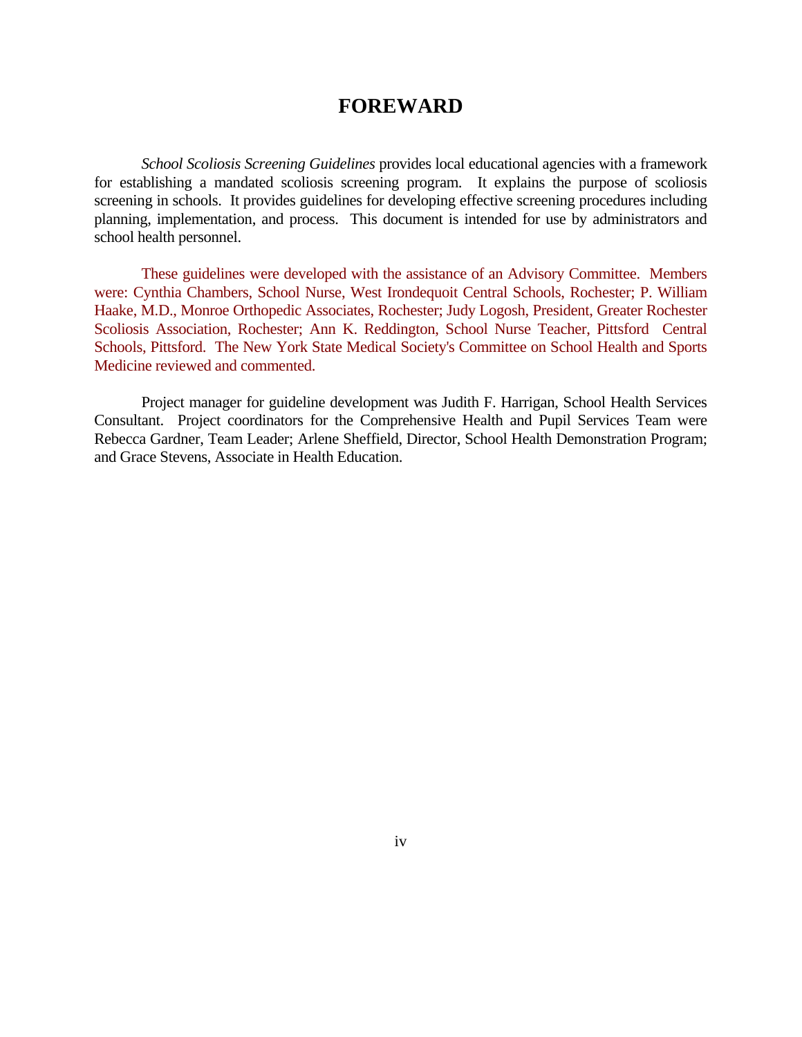# FOREWARD

*School Scoliosis Screening Guidelines* provides local educational agencies with a framework for establishing a mandated scoliosis screening program. It explains the purpose of scoliosis screening in schools. It provides guidelines for developing effective screening procedures including planning, implementation, and process. This document is intended for use by administrators and school health personnel.

These guidelines were developed with the assistance of an Advisory Committee. Members were: Cynthia Chambers, School Nurse, West Irondequoit Central Schools, Rochester; P. William Haake, M.D., Monroe Orthopedic Associates, Rochester; Judy Logosh, President, Greater Rochester Scoliosis Association, Rochester; Ann K. Reddington, School Nurse Teacher, Pittsford Central Schools, Pittsford. The New York State Medical Society's Committee on School Health and Sports Medicine reviewed and commented.

Project manager for guideline development was Judith F. Harrigan, School Health Services Consultant. Project coordinators for the Comprehensive Health and Pupil Services Team were Rebecca Gardner, Team Leader; Arlene Sheffield, Director, School Health Demonstration Program; and Grace Stevens, Associate in Health Education.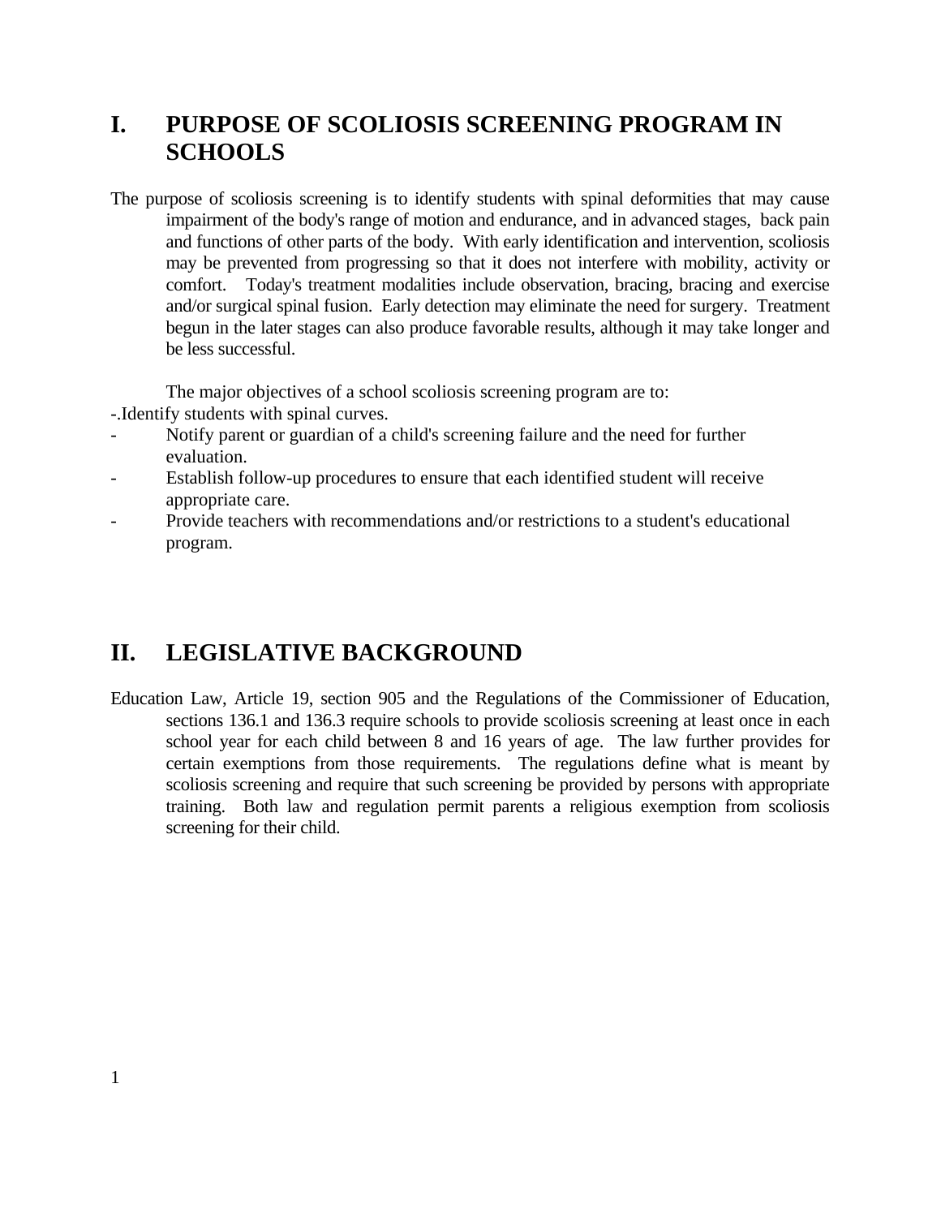## I. PURPOSE OF SCOLIOSIS SCREENING PROGRAM IN SCHOOLS

The purpose of scoliosis screening is to identify students with spinal deformities that may cause impairment of the body's range of motion and endurance, and in advanced stages, back pain and functions of other parts of the body. With early identification and intervention, scoliosis may be prevented from progressing so that it does not interfere with mobility, activity or comfort. Today's treatment modalities include observation, bracing, bracing and exercise and/or surgical spinal fusion. Early detection may eliminate the need for surgery. Treatment begun in the later stages can also produce favorable results, although it may take longer and be less successful.

The major objectives of a school scoliosis screening program are to:

- Identify students with spinal curves.
- Notify parent or guardian of a child's screening failure and the need for further evaluation.
- Establish follow-up procedures to ensure that each identified student will receive appropriate care.
- Provide teachers with recommendations and/or restrictions to a student's educational program.

## II. LEGISLATIVE BACKGROUND

Education Law, Article 19, section 905 and the Regulations of the Commissioner of Education, sections 136.1 and 136.3 require schools to provide scoliosis screening at least once in each school year for each child between 8 and 16 years of age. The law further provides for certain exemptions from those requirements. The regulations define what is meant by scoliosis screening and require that such screening be provided by persons with appropriate training. Both law and regulation permit parents a religious exemption from scoliosis screening for their child.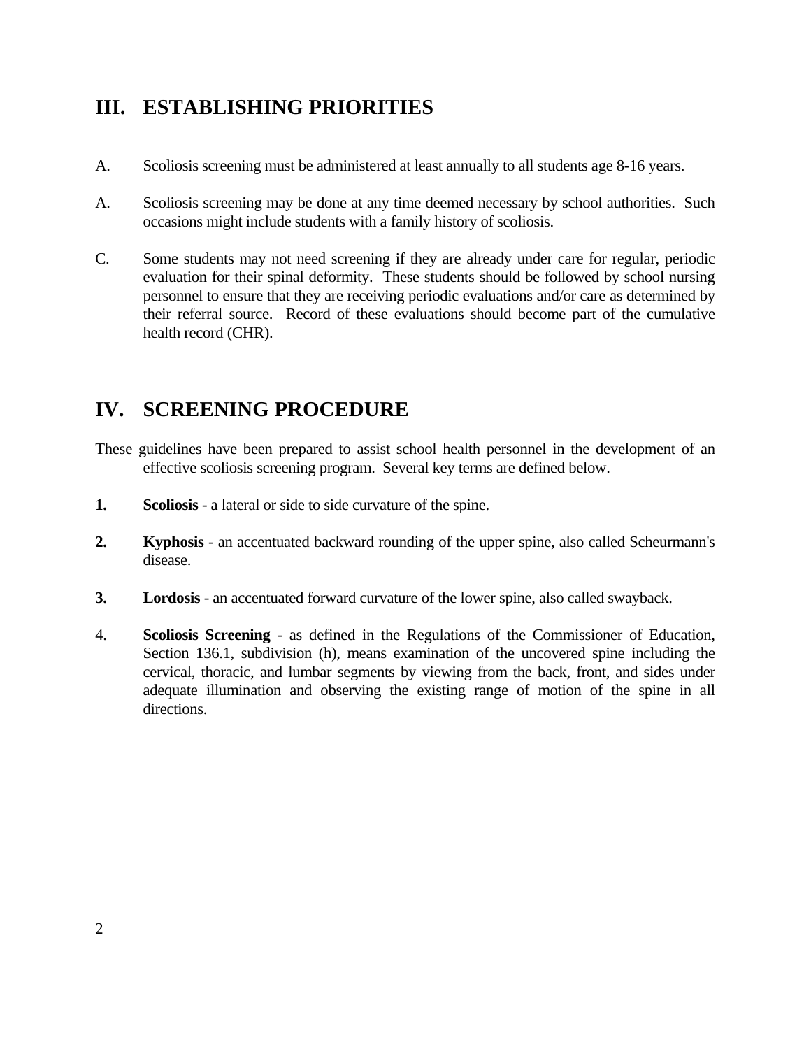## III. ESTABLISHING PRIORITIES

A. Scoliosis screening must be administered at least annually to all students age 8-16 years.

A. Scoliosis screening may be done at any time deemed necessary by school authorities. Such occasions might include students with a family history of scoliosis.

C. Some students may not need screening if they are already under care for regular, periodic evaluation for their spinal deformity. These students should be followed by school nursing personnel to ensure that they are receiving periodic evaluations and/or care as determined by their referral source. Record of these evaluations should become part of the cumulative health record (CHR).

## IV. SCREENING PROCEDURE

These guidelines have been prepared to assist school health personnel in the development of an effective scoliosis screening program. Several key terms are defined below.

**1.** **Scoliosis** - a lateral or side to side curvature of the spine.

**2.** **Kyphosis** - an accentuated backward rounding of the upper spine, also called Scheurmann's disease.

**3.** **Lordosis** - an accentuated forward curvature of the lower spine, also called swayback.

4. **Scoliosis Screening** - as defined in the Regulations of the Commissioner of Education, Section 136.1, subdivision (h), means examination of the uncovered spine including the cervical, thoracic, and lumbar segments by viewing from the back, front, and sides under adequate illumination and observing the existing range of motion of the spine in all directions.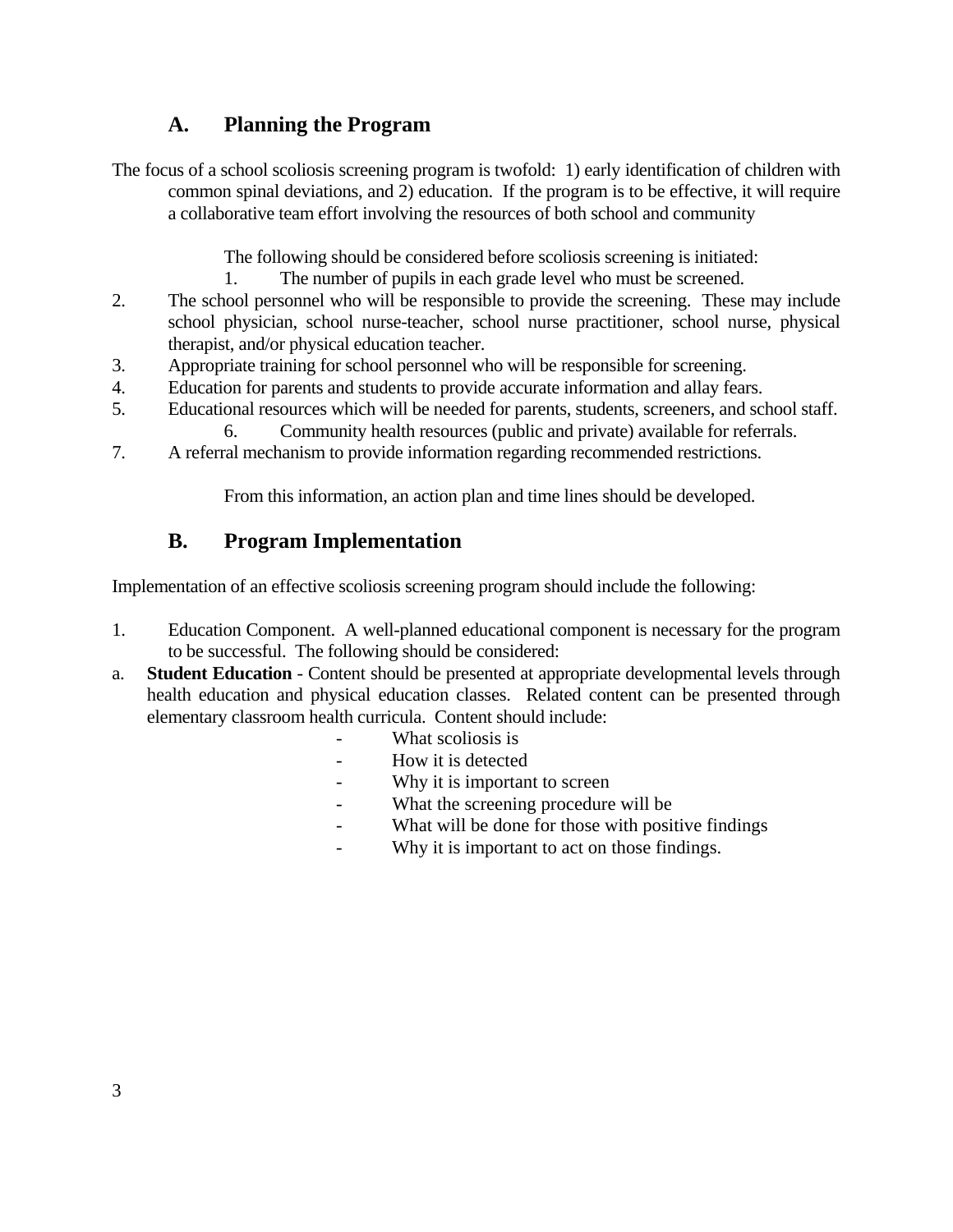## A. Planning the Program

The focus of a school scoliosis screening program is twofold: 1) early identification of children with common spinal deviations, and 2) education. If the program is to be effective, it will require a collaborative team effort involving the resources of both school and community

The following should be considered before scoliosis screening is initiated:

1. The number of pupils in each grade level who must be screened.
2. The school personnel who will be responsible to provide the screening. These may include school physician, school nurse-teacher, school nurse practitioner, school nurse, physical therapist, and/or physical education teacher.
3. Appropriate training for school personnel who will be responsible for screening.
4. Education for parents and students to provide accurate information and allay fears.
5. Educational resources which will be needed for parents, students, screeners, and school staff.
6. Community health resources (public and private) available for referrals.
7. A referral mechanism to provide information regarding recommended restrictions.

From this information, an action plan and time lines should be developed.

## B. Program Implementation

Implementation of an effective scoliosis screening program should include the following:

1. Education Component. A well-planned educational component is necessary for the program to be successful. The following should be considered:

a. **Student Education** - Content should be presented at appropriate developmental levels through health education and physical education classes. Related content can be presented through elementary classroom health curricula. Content should include:

- What scoliosis is
- How it is detected
- Why it is important to screen
- What the screening procedure will be
- What will be done for those with positive findings
- Why it is important to act on those findings.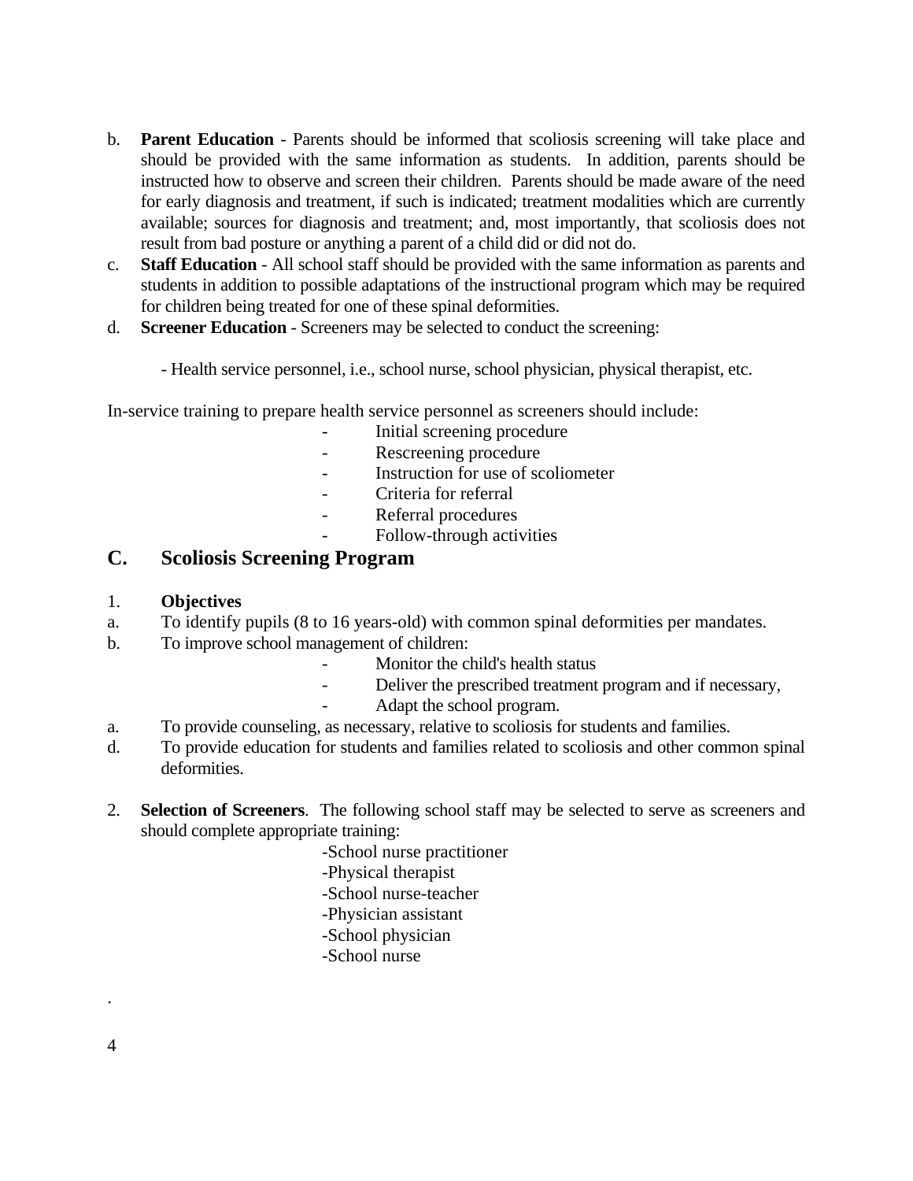b. **Parent Education** - Parents should be informed that scoliosis screening will take place and should be provided with the same information as students. In addition, parents should be instructed how to observe and screen their children. Parents should be made aware of the need for early diagnosis and treatment, if such is indicated; treatment modalities which are currently available; sources for diagnosis and treatment; and, most importantly, that scoliosis does not result from bad posture or anything a parent of a child did or did not do.

c. **Staff Education** - All school staff should be provided with the same information as parents and students in addition to possible adaptations of the instructional program which may be required for children being treated for one of these spinal deformities.

d. **Screener Education** - Screeners may be selected to conduct the screening:

- Health service personnel, i.e., school nurse, school physician, physical therapist, etc.

In-service training to prepare health service personnel as screeners should include:

- Initial screening procedure
- Rescreening procedure
- Instruction for use of scoliometer
- Criteria for referral
- Referral procedures
- Follow-through activities

## C. Scoliosis Screening Program

1. **Objectives**

a. To identify pupils (8 to 16 years-old) with common spinal deformities per mandates.

b. To improve school management of children:
   - Monitor the child's health status
   - Deliver the prescribed treatment program and if necessary,
   - Adapt the school program.

a. To provide counseling, as necessary, relative to scoliosis for students and families.

d. To provide education for students and families related to scoliosis and other common spinal deformities.

2. **Selection of Screeners**. The following school staff may be selected to serve as screeners and should complete appropriate training:

   - School nurse practitioner
   - Physical therapist
   - School nurse-teacher
   - Physician assistant
   - School physician
   - School nurse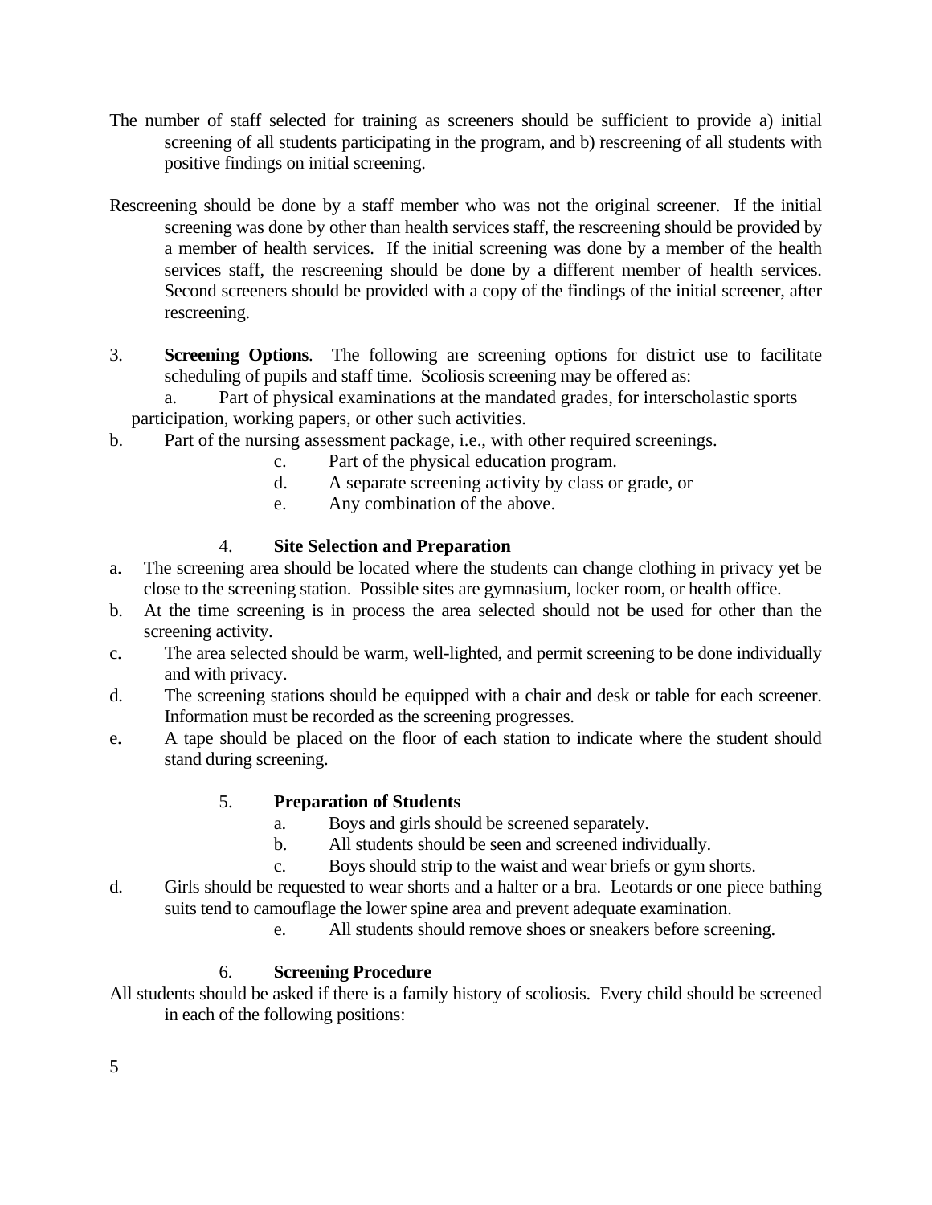The number of staff selected for training as screeners should be sufficient to provide a) initial screening of all students participating in the program, and b) rescreening of all students with positive findings on initial screening.

Rescreening should be done by a staff member who was not the original screener. If the initial screening was done by other than health services staff, the rescreening should be provided by a member of health services. If the initial screening was done by a member of the health services staff, the rescreening should be done by a different member of health services. Second screeners should be provided with a copy of the findings of the initial screener, after rescreening.

3. **Screening Options**. The following are screening options for district use to facilitate scheduling of pupils and staff time. Scoliosis screening may be offered as:

   a. Part of physical examinations at the mandated grades, for interscholastic sports participation, working papers, or other such activities.

   b. Part of the nursing assessment package, i.e., with other required screenings.

   c. Part of the physical education program.

   d. A separate screening activity by class or grade, or

   e. Any combination of the above.

4. **Site Selection and Preparation**

   a. The screening area should be located where the students can change clothing in privacy yet be close to the screening station. Possible sites are gymnasium, locker room, or health office.

   b. At the time screening is in process the area selected should not be used for other than the screening activity.

   c. The area selected should be warm, well-lighted, and permit screening to be done individually and with privacy.

   d. The screening stations should be equipped with a chair and desk or table for each screener. Information must be recorded as the screening progresses.

   e. A tape should be placed on the floor of each station to indicate where the student should stand during screening.

5. **Preparation of Students**

   a. Boys and girls should be screened separately.

   b. All students should be seen and screened individually.

   c. Boys should strip to the waist and wear briefs or gym shorts.

   d. Girls should be requested to wear shorts and a halter or a bra. Leotards or one piece bathing suits tend to camouflage the lower spine area and prevent adequate examination.

   e. All students should remove shoes or sneakers before screening.

6. **Screening Procedure**

All students should be asked if there is a family history of scoliosis. Every child should be screened in each of the following positions: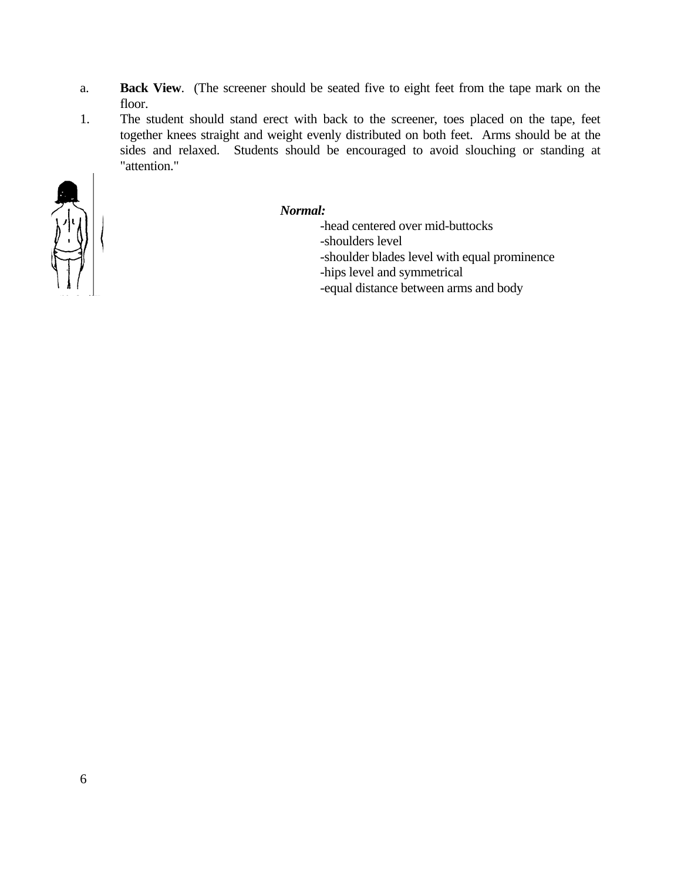a. **Back View**. (The screener should be seated five to eight feet from the tape mark on the floor.

1. The student should stand erect with back to the screener, toes placed on the tape, feet together knees straight and weight evenly distributed on both feet. Arms should be at the sides and relaxed. Students should be encouraged to avoid slouching or standing at "attention."

***Normal:***

-head centered over mid-buttocks
-shoulders level
-shoulder blades level with equal prominence
-hips level and symmetrical
-equal distance between arms and body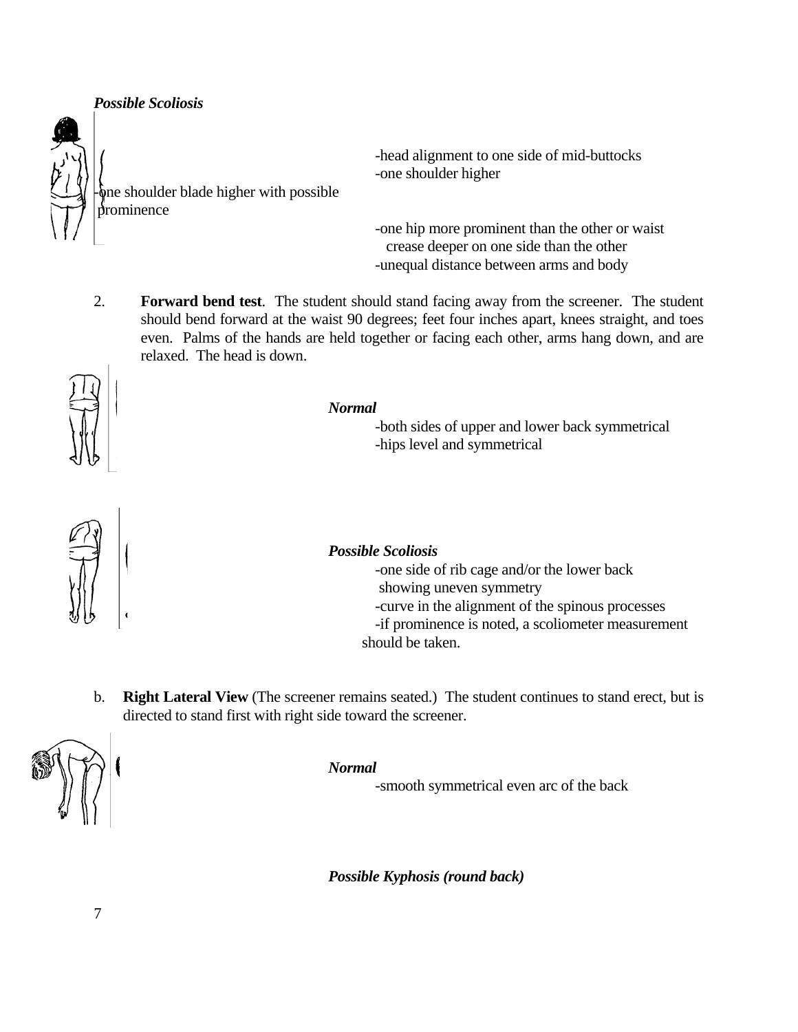***Possible Scoliosis***

-head alignment to one side of mid-buttocks
-one shoulder higher

-one shoulder blade higher with possible prominence

-one hip more prominent than the other or waist crease deeper on one side than the other
-unequal distance between arms and body

2. **Forward bend test**. The student should stand facing away from the screener. The student should bend forward at the waist 90 degrees; feet four inches apart, knees straight, and toes even. Palms of the hands are held together or facing each other, arms hang down, and are relaxed. The head is down.

***Normal***

-both sides of upper and lower back symmetrical
-hips level and symmetrical

***Possible Scoliosis***

-one side of rib cage and/or the lower back showing uneven symmetry
-curve in the alignment of the spinous processes
-if prominence is noted, a scoliometer measurement should be taken.

b. **Right Lateral View** (The screener remains seated.) The student continues to stand erect, but is directed to stand first with right side toward the screener.

***Normal***

-smooth symmetrical even arc of the back

***Possible Kyphosis (round back)***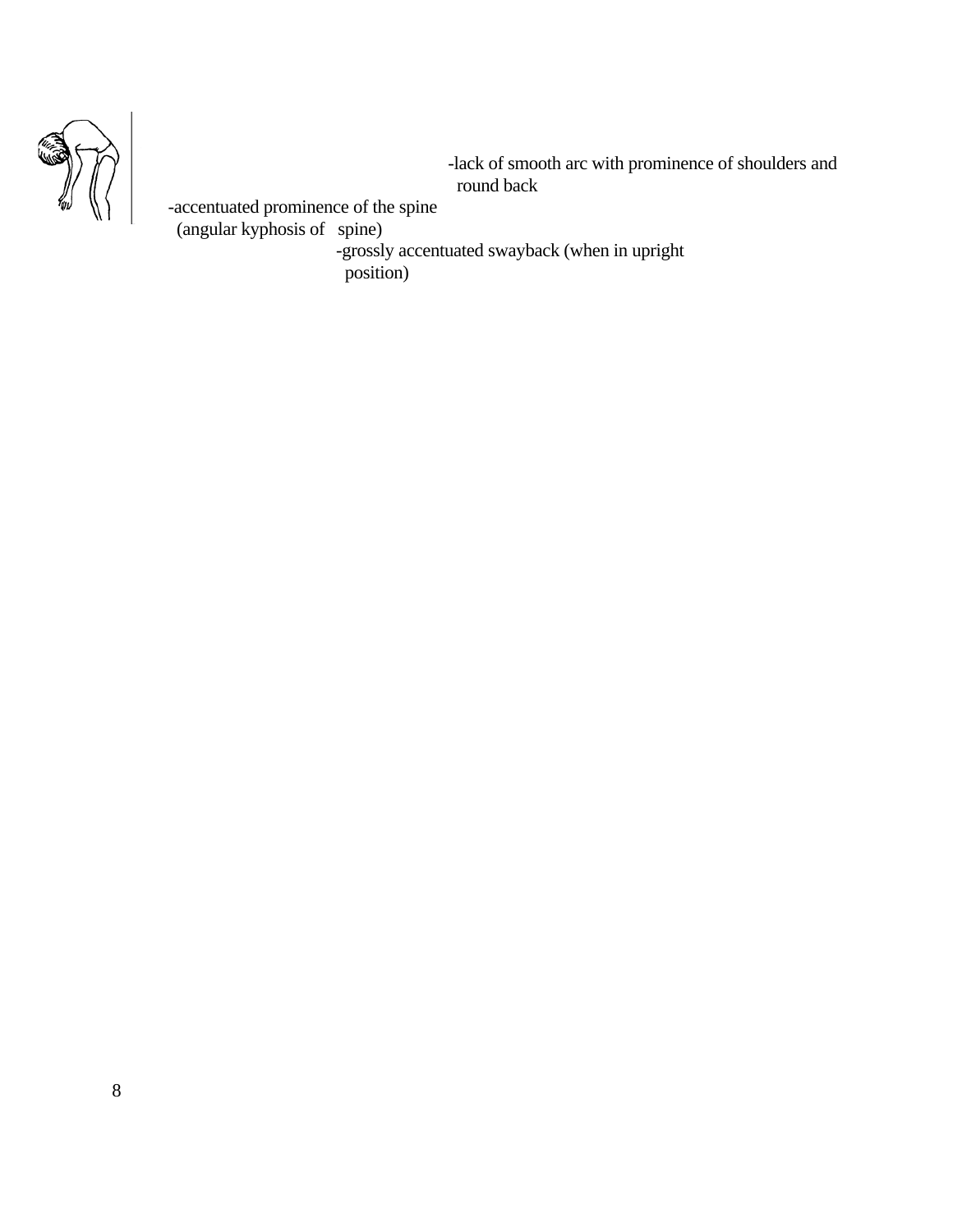-lack of smooth arc with prominence of shoulders and round back

-accentuated prominence of the spine (angular kyphosis of spine)

-grossly accentuated swayback (when in upright position)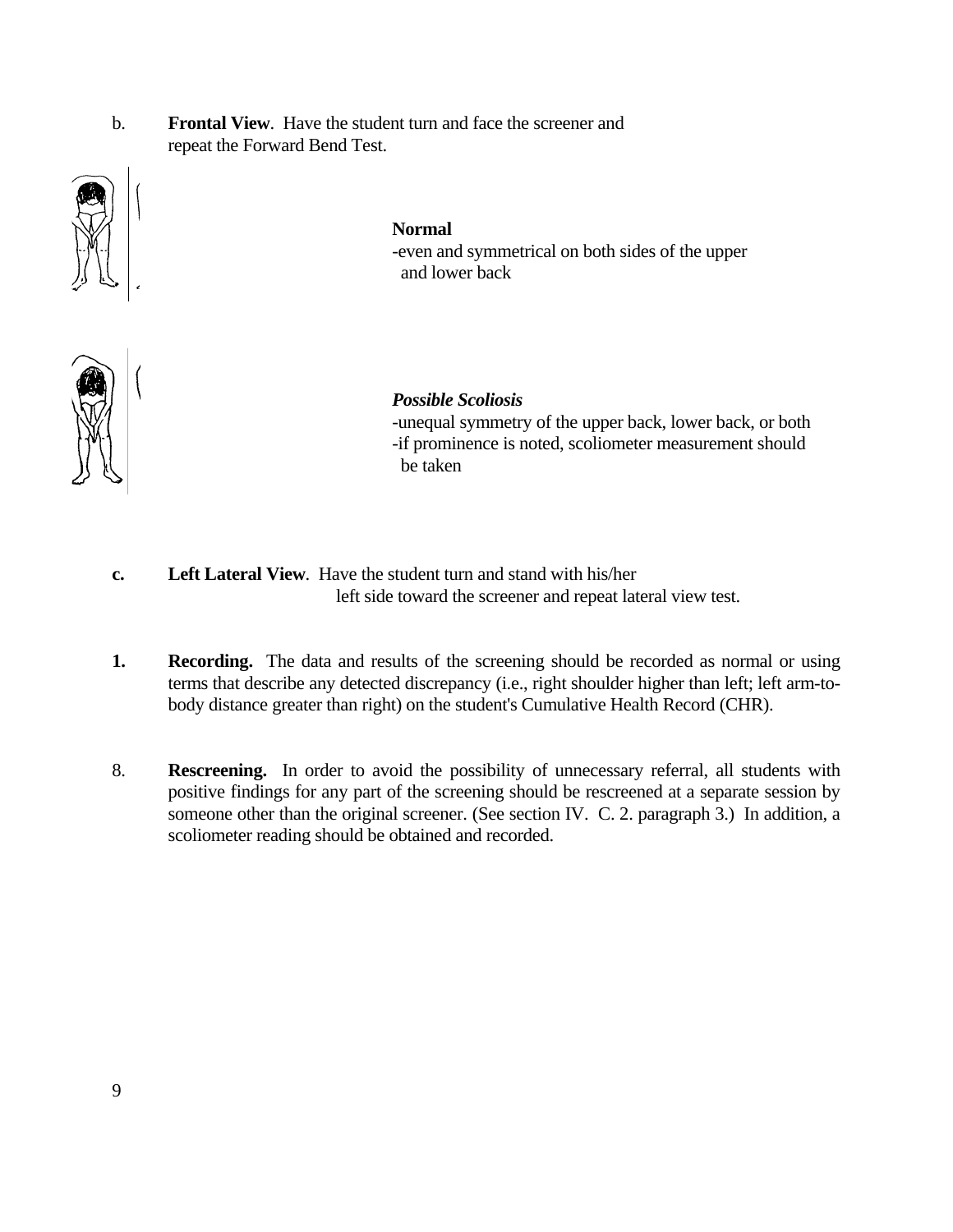b. **Frontal View**. Have the student turn and face the screener and repeat the Forward Bend Test.

**Normal**
-even and symmetrical on both sides of the upper and lower back

***Possible Scoliosis***
-unequal symmetry of the upper back, lower back, or both
-if prominence is noted, scoliometer measurement should be taken

**c.** **Left Lateral View**. Have the student turn and stand with his/her left side toward the screener and repeat lateral view test.

**1.** **Recording.** The data and results of the screening should be recorded as normal or using terms that describe any detected discrepancy (i.e., right shoulder higher than left; left arm-to-body distance greater than right) on the student's Cumulative Health Record (CHR).

8. **Rescreening.** In order to avoid the possibility of unnecessary referral, all students with positive findings for any part of the screening should be rescreened at a separate session by someone other than the original screener. (See section IV. C. 2. paragraph 3.) In addition, a scoliometer reading should be obtained and recorded.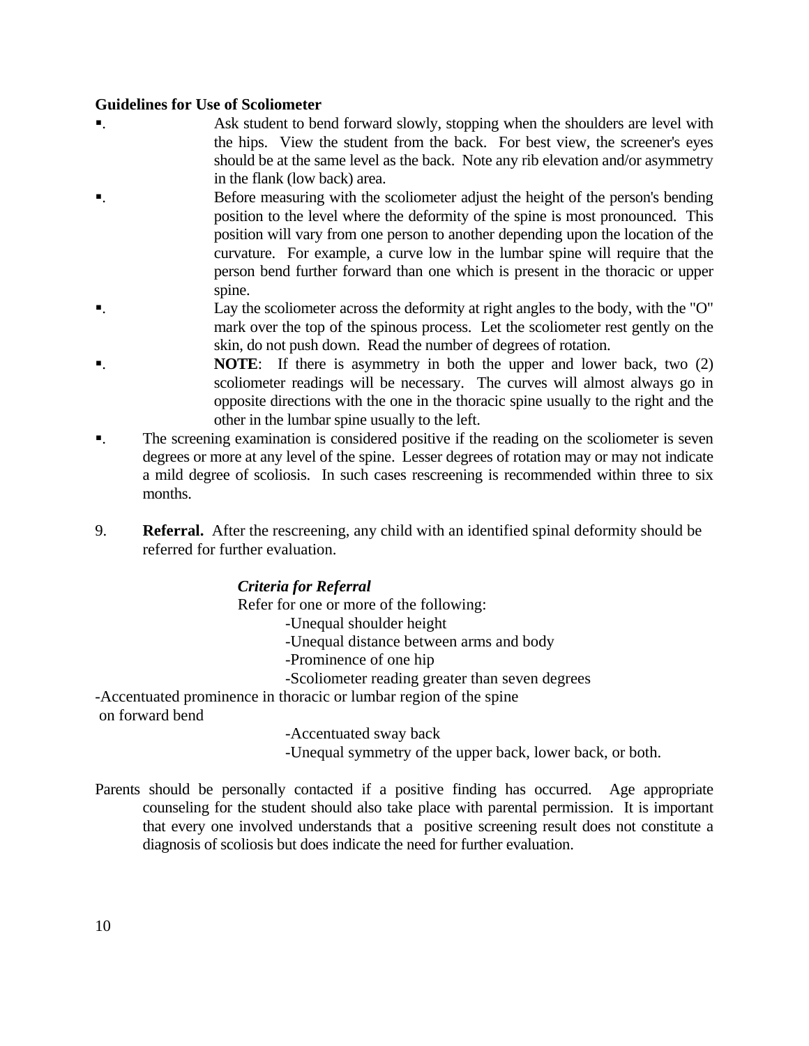**Guidelines for Use of Scoliometer**

- Ask student to bend forward slowly, stopping when the shoulders are level with the hips. View the student from the back. For best view, the screener's eyes should be at the same level as the back. Note any rib elevation and/or asymmetry in the flank (low back) area.
- Before measuring with the scoliometer adjust the height of the person's bending position to the level where the deformity of the spine is most pronounced. This position will vary from one person to another depending upon the location of the curvature. For example, a curve low in the lumbar spine will require that the person bend further forward than one which is present in the thoracic or upper spine.
- Lay the scoliometer across the deformity at right angles to the body, with the "O" mark over the top of the spinous process. Let the scoliometer rest gently on the skin, do not push down. Read the number of degrees of rotation.
- **NOTE**: If there is asymmetry in both the upper and lower back, two (2) scoliometer readings will be necessary. The curves will almost always go in opposite directions with the one in the thoracic spine usually to the right and the other in the lumbar spine usually to the left.
- The screening examination is considered positive if the reading on the scoliometer is seven degrees or more at any level of the spine. Lesser degrees of rotation may or may not indicate a mild degree of scoliosis. In such cases rescreening is recommended within three to six months.

9. **Referral.** After the rescreening, any child with an identified spinal deformity should be referred for further evaluation.

***Criteria for Referral***

Refer for one or more of the following:

- Unequal shoulder height
- Unequal distance between arms and body
- Prominence of one hip
- Scoliometer reading greater than seven degrees
- Accentuated prominence in thoracic or lumbar region of the spine on forward bend
- Accentuated sway back
- Unequal symmetry of the upper back, lower back, or both.

Parents should be personally contacted if a positive finding has occurred. Age appropriate counseling for the student should also take place with parental permission. It is important that every one involved understands that a positive screening result does not constitute a diagnosis of scoliosis but does indicate the need for further evaluation.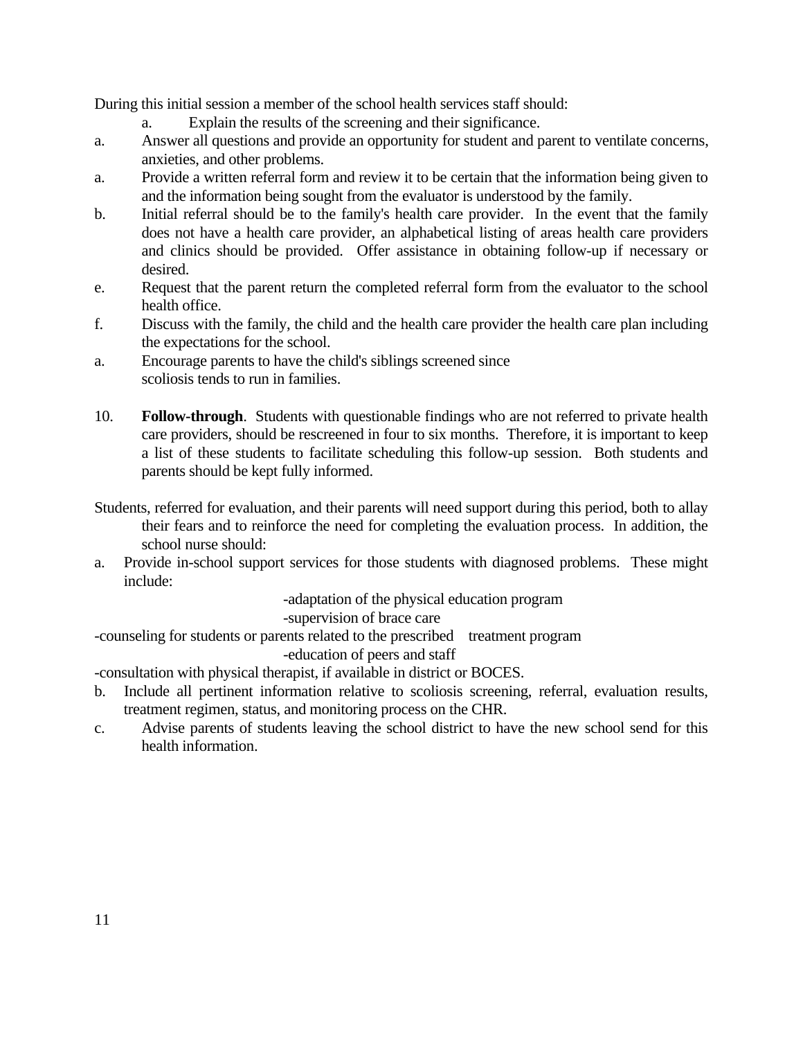During this initial session a member of the school health services staff should:

a. Explain the results of the screening and their significance.

a. Answer all questions and provide an opportunity for student and parent to ventilate concerns, anxieties, and other problems.

a. Provide a written referral form and review it to be certain that the information being given to and the information being sought from the evaluator is understood by the family.

b. Initial referral should be to the family's health care provider. In the event that the family does not have a health care provider, an alphabetical listing of areas health care providers and clinics should be provided. Offer assistance in obtaining follow-up if necessary or desired.

e. Request that the parent return the completed referral form from the evaluator to the school health office.

f. Discuss with the family, the child and the health care provider the health care plan including the expectations for the school.

a. Encourage parents to have the child's siblings screened since scoliosis tends to run in families.

10. **Follow-through**. Students with questionable findings who are not referred to private health care providers, should be rescreened in four to six months. Therefore, it is important to keep a list of these students to facilitate scheduling this follow-up session. Both students and parents should be kept fully informed.

Students, referred for evaluation, and their parents will need support during this period, both to allay their fears and to reinforce the need for completing the evaluation process. In addition, the school nurse should:

a. Provide in-school support services for those students with diagnosed problems. These might include:

   -adaptation of the physical education program
   -supervision of brace care
   -counseling for students or parents related to the prescribed treatment program
   -education of peers and staff
   -consultation with physical therapist, if available in district or BOCES.

b. Include all pertinent information relative to scoliosis screening, referral, evaluation results, treatment regimen, status, and monitoring process on the CHR.

c. Advise parents of students leaving the school district to have the new school send for this health information.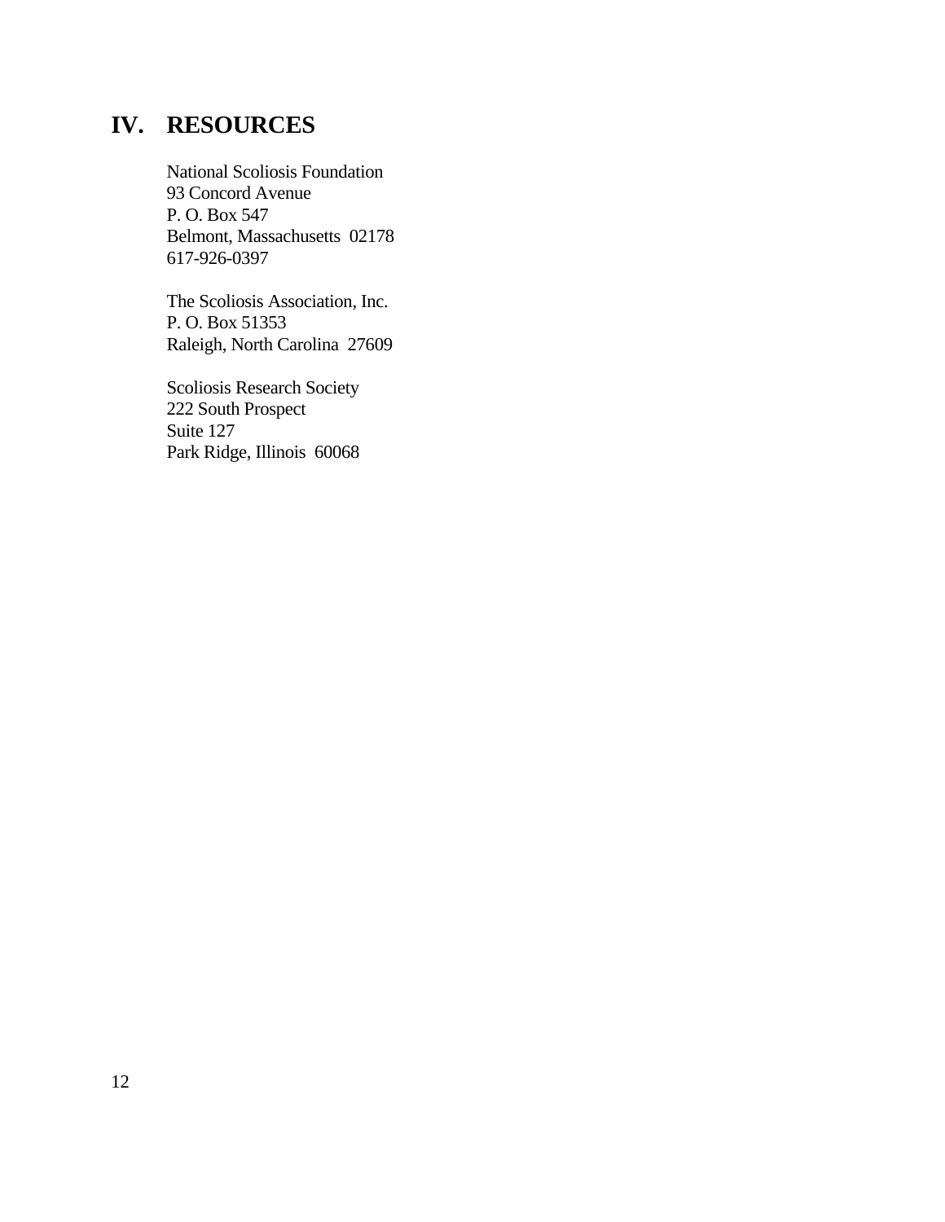## IV. RESOURCES

National Scoliosis Foundation
93 Concord Avenue
P. O. Box 547
Belmont, Massachusetts 02178
617-926-0397

The Scoliosis Association, Inc.
P. O. Box 51353
Raleigh, North Carolina 27609

Scoliosis Research Society
222 South Prospect
Suite 127
Park Ridge, Illinois 60068